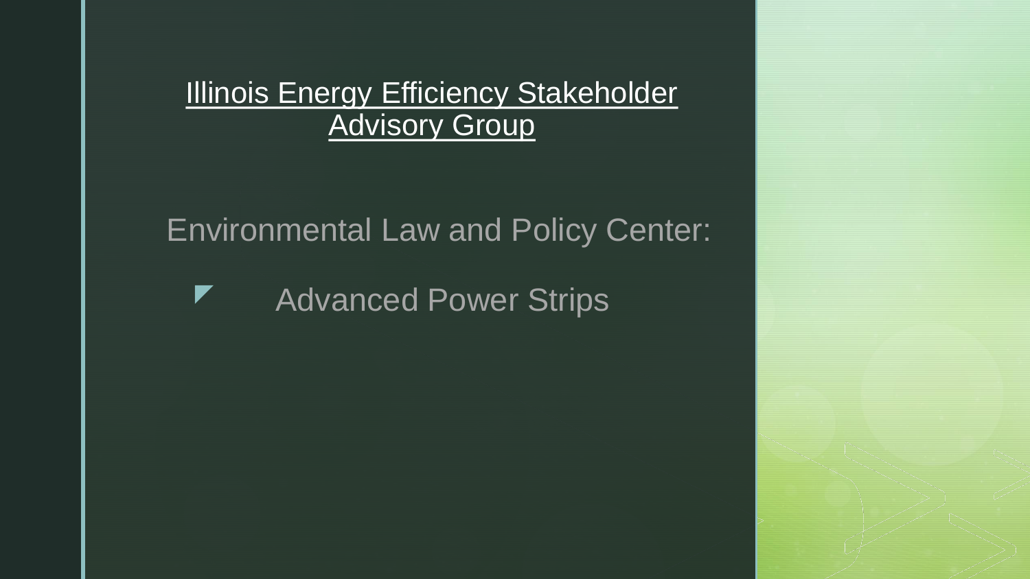# Illinois Energy Efficiency Stakeholder Advisory Group

## Environmental Law and Policy Center:

- Advanced Power Strips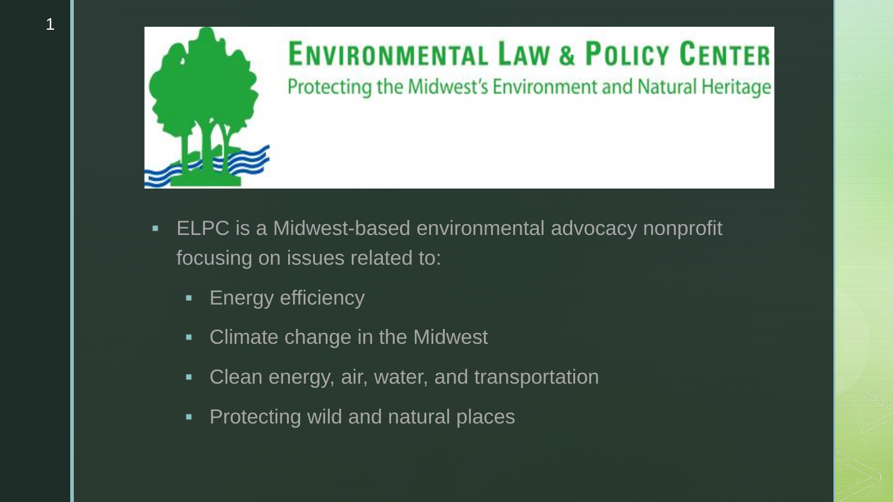# ENVIRONMENTAL LAW & POLICY CENTER

Protecting the Midwest's Environment and Natural Heritage

- ELPC is a Midwest-based environmental advocacy nonprofit focusing on issues related to:
  - Energy efficiency
  - Climate change in the Midwest
  - Clean energy, air, water, and transportation
  - Protecting wild and natural places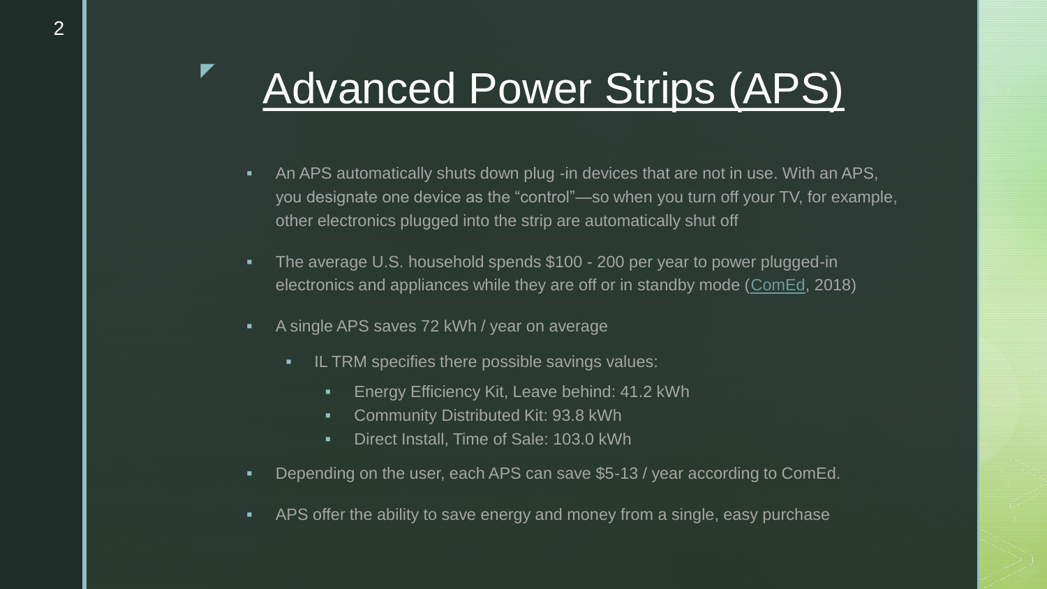# Advanced Power Strips (APS)

- An APS automatically shuts down plug -in devices that are not in use. With an APS, you designate one device as the “control”—so when you turn off your TV, for example, other electronics plugged into the strip are automatically shut off
- The average U.S. household spends $100 - 200 per year to power plugged-in electronics and appliances while they are off or in standby mode (ComEd, 2018)
- A single APS saves 72 kWh / year on average
  - IL TRM specifies there possible savings values:
    - Energy Efficiency Kit, Leave behind: 41.2 kWh
    - Community Distributed Kit: 93.8 kWh
    - Direct Install, Time of Sale: 103.0 kWh
- Depending on the user, each APS can save $5-13 / year according to ComEd.
- APS offer the ability to save energy and money from a single, easy purchase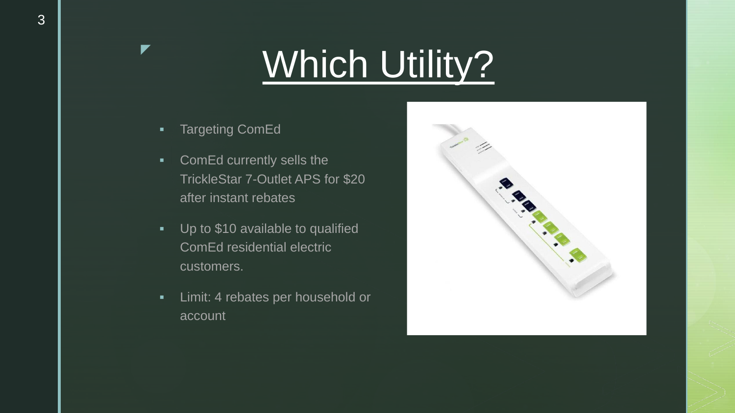# Which Utility?

- Targeting ComEd
- ComEd currently sells the TrickleStar 7-Outlet APS for $20 after instant rebates
- Up to $10 available to qualified ComEd residential electric customers.
- Limit: 4 rebates per household or account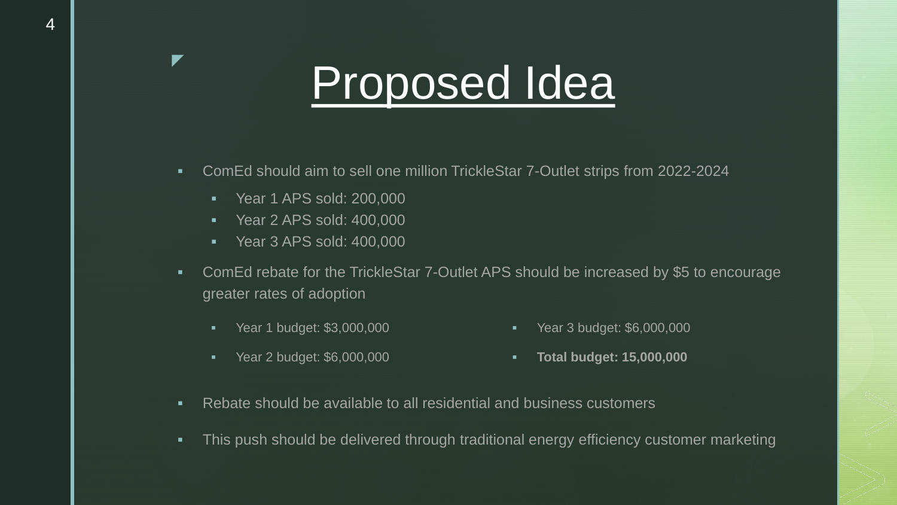# Proposed Idea

- ComEd should aim to sell one million TrickleStar 7-Outlet strips from 2022-2024
  - Year 1 APS sold: 200,000
  - Year 2 APS sold: 400,000
  - Year 3 APS sold: 400,000
- ComEd rebate for the TrickleStar 7-Outlet APS should be increased by $5 to encourage greater rates of adoption
  - Year 1 budget: $3,000,000
  - Year 2 budget: $6,000,000
  - Year 3 budget: $6,000,000
  - **Total budget: 15,000,000**
- Rebate should be available to all residential and business customers
- This push should be delivered through traditional energy efficiency customer marketing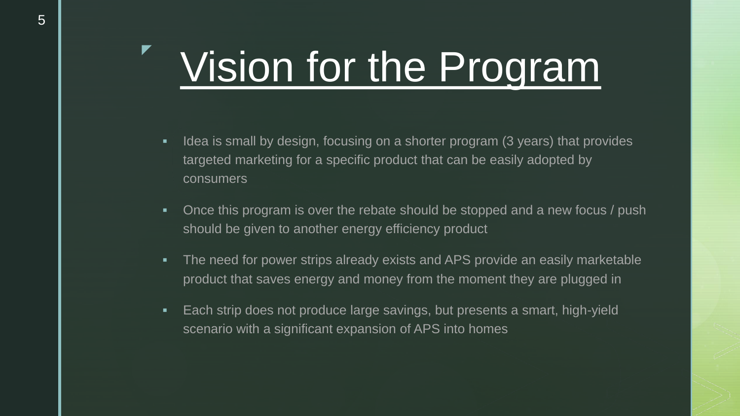# Vision for the Program

- Idea is small by design, focusing on a shorter program (3 years) that provides targeted marketing for a specific product that can be easily adopted by consumers
- Once this program is over the rebate should be stopped and a new focus / push should be given to another energy efficiency product
- The need for power strips already exists and APS provide an easily marketable product that saves energy and money from the moment they are plugged in
- Each strip does not produce large savings, but presents a smart, high-yield scenario with a significant expansion of APS into homes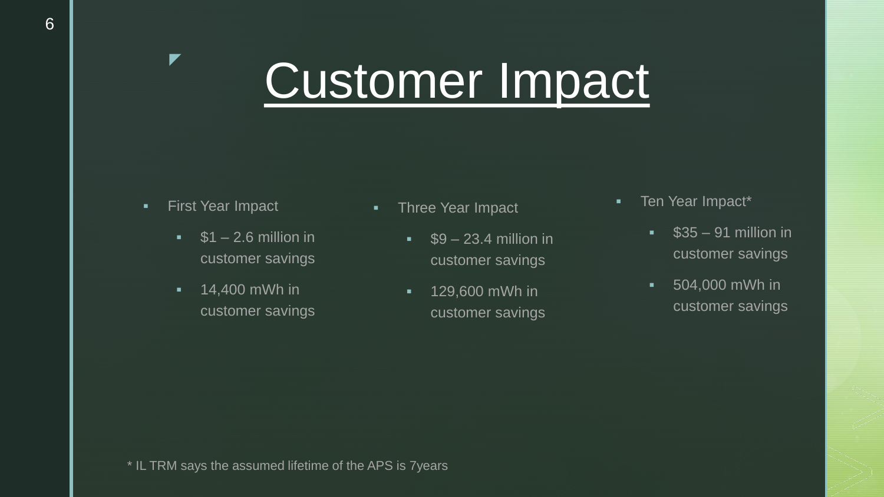# Customer Impact

- First Year Impact
  - $1 – 2.6 million in customer savings
  - 14,400 mWh in customer savings

- Three Year Impact
  - $9 – 23.4 million in customer savings
  - 129,600 mWh in customer savings

- Ten Year Impact*
  - $35 – 91 million in customer savings
  - 504,000 mWh in customer savings

* IL TRM says the assumed lifetime of the APS is 7years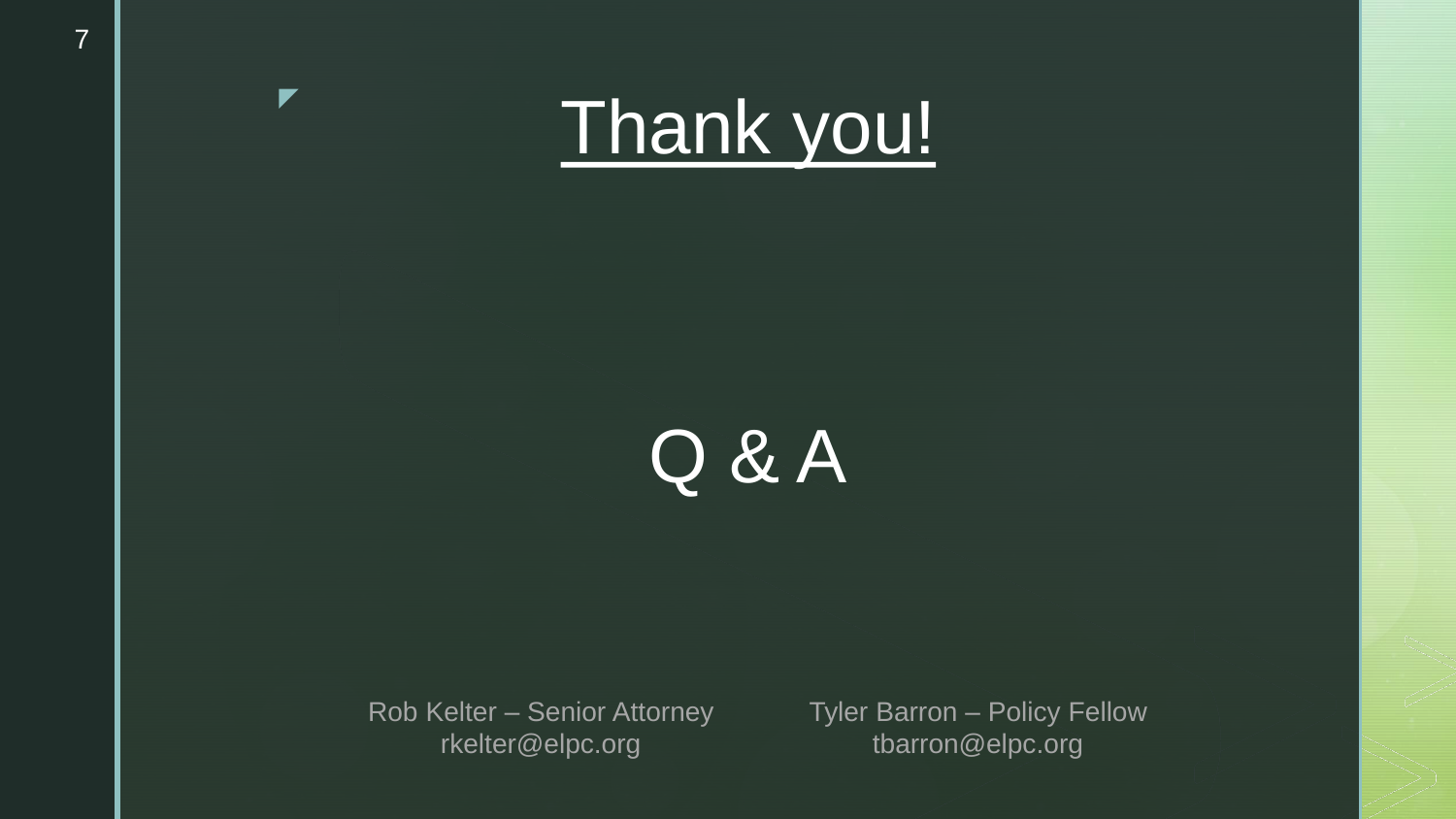# Thank you!

## Q & A

Rob Kelter – Senior Attorney
rkelter@elpc.org

Tyler Barron – Policy Fellow
tbarron@elpc.org